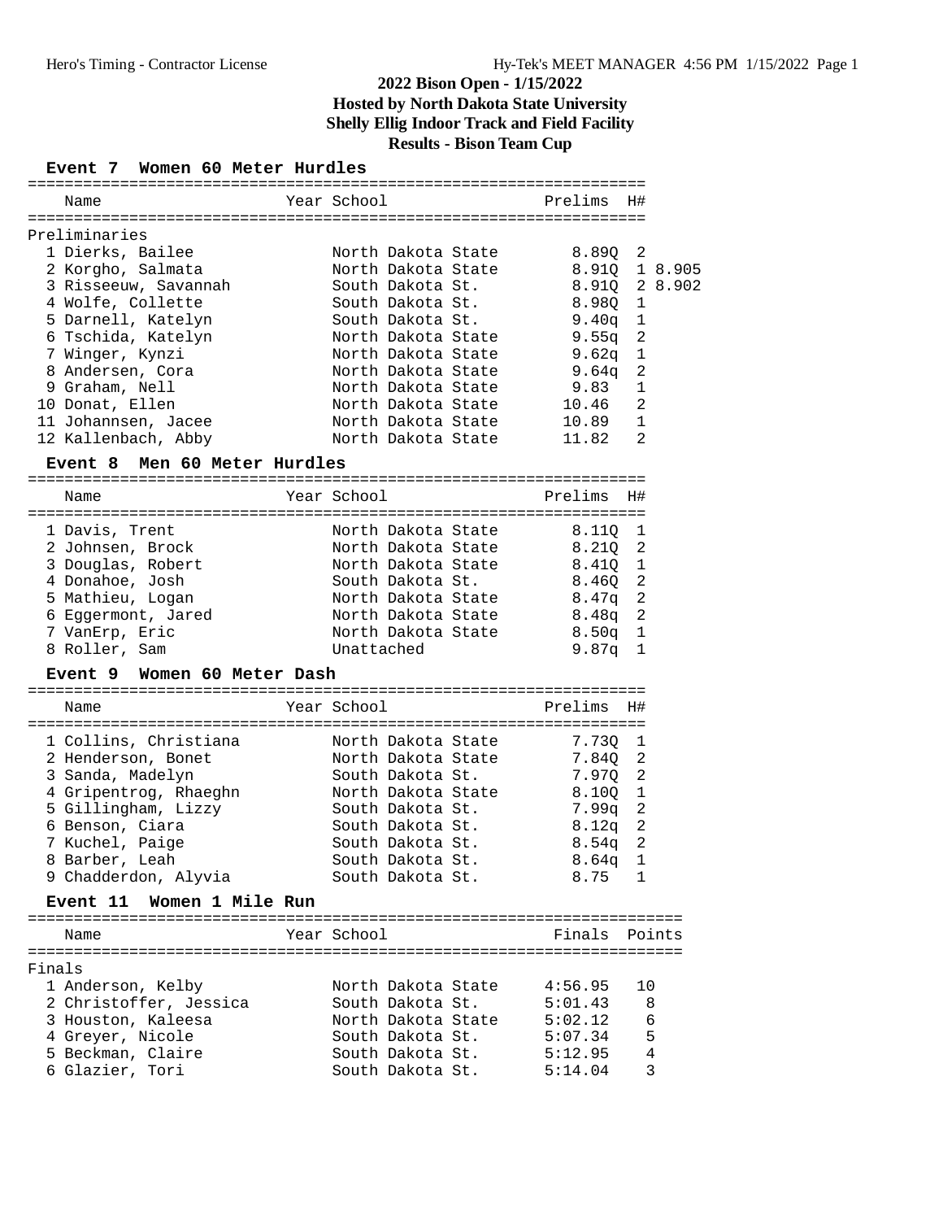# 2022 Bison Open - 1/15/2022

## Hosted by North Dakota State University

## Shelly Ellig Indoor Track and Field Facility

## Results - Bison Team Cup

### Event 7 Women 60 Meter Hurdles

Preliminaries

| | Name | Year | School | Prelims | H# | |
|---|---|---|---|---|---|---|
| 1 | Dierks, Bailee | | North Dakota State | 8.89Q | 2 | |
| 2 | Korgho, Salmata | | North Dakota State | 8.91Q | 1 | 8.905 |
| 3 | Risseeuw, Savannah | | South Dakota St. | 8.91Q | 2 | 8.902 |
| 4 | Wolfe, Collette | | South Dakota St. | 8.98Q | 1 | |
| 5 | Darnell, Katelyn | | South Dakota St. | 9.40q | 1 | |
| 6 | Tschida, Katelyn | | North Dakota State | 9.55q | 2 | |
| 7 | Winger, Kynzi | | North Dakota State | 9.62q | 1 | |
| 8 | Andersen, Cora | | North Dakota State | 9.64q | 2 | |
| 9 | Graham, Nell | | North Dakota State | 9.83 | 1 | |
| 10 | Donat, Ellen | | North Dakota State | 10.46 | 2 | |
| 11 | Johannsen, Jacee | | North Dakota State | 10.89 | 1 | |
| 12 | Kallenbach, Abby | | North Dakota State | 11.82 | 2 | |

### Event 8 Men 60 Meter Hurdles

| | Name | Year | School | Prelims | H# |
|---|---|---|---|---|---|
| 1 | Davis, Trent | | North Dakota State | 8.11Q | 1 |
| 2 | Johnsen, Brock | | North Dakota State | 8.21Q | 2 |
| 3 | Douglas, Robert | | North Dakota State | 8.41Q | 1 |
| 4 | Donahoe, Josh | | South Dakota St. | 8.46Q | 2 |
| 5 | Mathieu, Logan | | North Dakota State | 8.47q | 2 |
| 6 | Eggermont, Jared | | North Dakota State | 8.48q | 2 |
| 7 | VanErp, Eric | | North Dakota State | 8.50q | 1 |
| 8 | Roller, Sam | | Unattached | 9.87q | 1 |

### Event 9 Women 60 Meter Dash

| | Name | Year | School | Prelims | H# |
|---|---|---|---|---|---|
| 1 | Collins, Christiana | | North Dakota State | 7.73Q | 1 |
| 2 | Henderson, Bonet | | North Dakota State | 7.84Q | 2 |
| 3 | Sanda, Madelyn | | South Dakota St. | 7.97Q | 2 |
| 4 | Gripentrog, Rhaeghn | | North Dakota State | 8.10Q | 1 |
| 5 | Gillingham, Lizzy | | South Dakota St. | 7.99q | 2 |
| 6 | Benson, Ciara | | South Dakota St. | 8.12q | 2 |
| 7 | Kuchel, Paige | | South Dakota St. | 8.54q | 2 |
| 8 | Barber, Leah | | South Dakota St. | 8.64q | 1 |
| 9 | Chadderdon, Alyvia | | South Dakota St. | 8.75 | 1 |

### Event 11 Women 1 Mile Run

Finals

| | Name | Year | School | Finals | Points |
|---|---|---|---|---|---|
| 1 | Anderson, Kelby | | North Dakota State | 4:56.95 | 10 |
| 2 | Christoffer, Jessica | | South Dakota St. | 5:01.43 | 8 |
| 3 | Houston, Kaleesa | | North Dakota State | 5:02.12 | 6 |
| 4 | Greyer, Nicole | | South Dakota St. | 5:07.34 | 5 |
| 5 | Beckman, Claire | | South Dakota St. | 5:12.95 | 4 |
| 6 | Glazier, Tori | | South Dakota St. | 5:14.04 | 3 |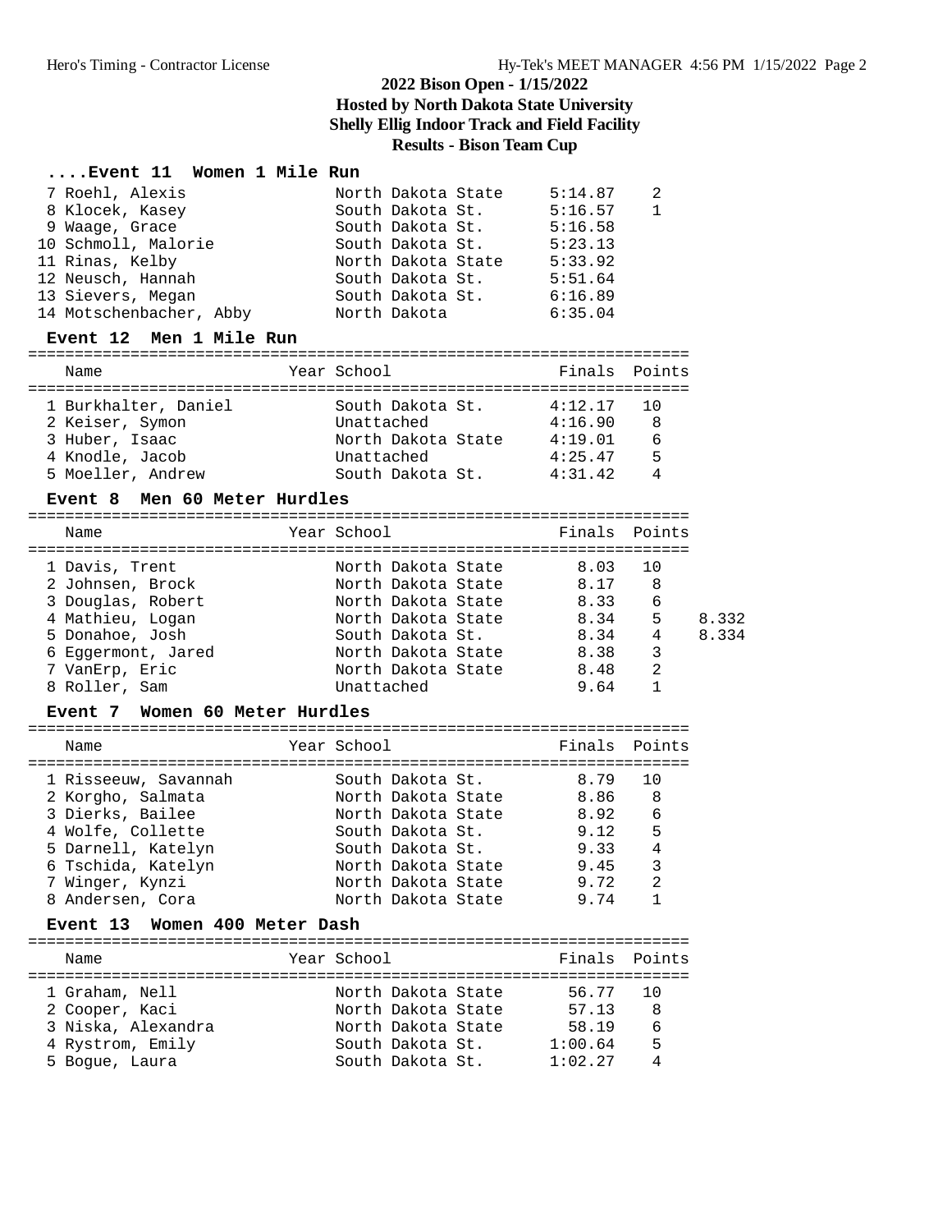# 2022 Bison Open - 1/15/2022

## Hosted by North Dakota State University

## Shelly Ellig Indoor Track and Field Facility

## Results - Bison Team Cup

### ....Event 11 Women 1 Mile Run

| Name | Year | School | Finals | Points |
|---|---|---|---|---|
| 7 Roehl, Alexis | | North Dakota State | 5:14.87 | 2 |
| 8 Klocek, Kasey | | South Dakota St. | 5:16.57 | 1 |
| 9 Waage, Grace | | South Dakota St. | 5:16.58 | |
| 10 Schmoll, Malorie | | South Dakota St. | 5:23.13 | |
| 11 Rinas, Kelby | | North Dakota State | 5:33.92 | |
| 12 Neusch, Hannah | | South Dakota St. | 5:51.64 | |
| 13 Sievers, Megan | | South Dakota St. | 6:16.89 | |
| 14 Motschenbacher, Abby | | North Dakota | 6:35.04 | |

### Event 12 Men 1 Mile Run

| Name | Year | School | Finals | Points |
|---|---|---|---|---|
| 1 Burkhalter, Daniel | | South Dakota St. | 4:12.17 | 10 |
| 2 Keiser, Symon | | Unattached | 4:16.90 | 8 |
| 3 Huber, Isaac | | North Dakota State | 4:19.01 | 6 |
| 4 Knodle, Jacob | | Unattached | 4:25.47 | 5 |
| 5 Moeller, Andrew | | South Dakota St. | 4:31.42 | 4 |

### Event 8 Men 60 Meter Hurdles

| Name | Year | School | Finals | Points | |
|---|---|---|---|---|---|
| 1 Davis, Trent | | North Dakota State | 8.03 | 10 | |
| 2 Johnsen, Brock | | North Dakota State | 8.17 | 8 | |
| 3 Douglas, Robert | | North Dakota State | 8.33 | 6 | |
| 4 Mathieu, Logan | | North Dakota State | 8.34 | 5 | 8.332 |
| 5 Donahoe, Josh | | South Dakota St. | 8.34 | 4 | 8.334 |
| 6 Eggermont, Jared | | North Dakota State | 8.38 | 3 | |
| 7 VanErp, Eric | | North Dakota State | 8.48 | 2 | |
| 8 Roller, Sam | | Unattached | 9.64 | 1 | |

### Event 7 Women 60 Meter Hurdles

| Name | Year | School | Finals | Points |
|---|---|---|---|---|
| 1 Risseeuw, Savannah | | South Dakota St. | 8.79 | 10 |
| 2 Korgho, Salmata | | North Dakota State | 8.86 | 8 |
| 3 Dierks, Bailee | | North Dakota State | 8.92 | 6 |
| 4 Wolfe, Collette | | South Dakota St. | 9.12 | 5 |
| 5 Darnell, Katelyn | | South Dakota St. | 9.33 | 4 |
| 6 Tschida, Katelyn | | North Dakota State | 9.45 | 3 |
| 7 Winger, Kynzi | | North Dakota State | 9.72 | 2 |
| 8 Andersen, Cora | | North Dakota State | 9.74 | 1 |

### Event 13 Women 400 Meter Dash

| Name | Year | School | Finals | Points |
|---|---|---|---|---|
| 1 Graham, Nell | | North Dakota State | 56.77 | 10 |
| 2 Cooper, Kaci | | North Dakota State | 57.13 | 8 |
| 3 Niska, Alexandra | | North Dakota State | 58.19 | 6 |
| 4 Rystrom, Emily | | South Dakota St. | 1:00.64 | 5 |
| 5 Bogue, Laura | | South Dakota St. | 1:02.27 | 4 |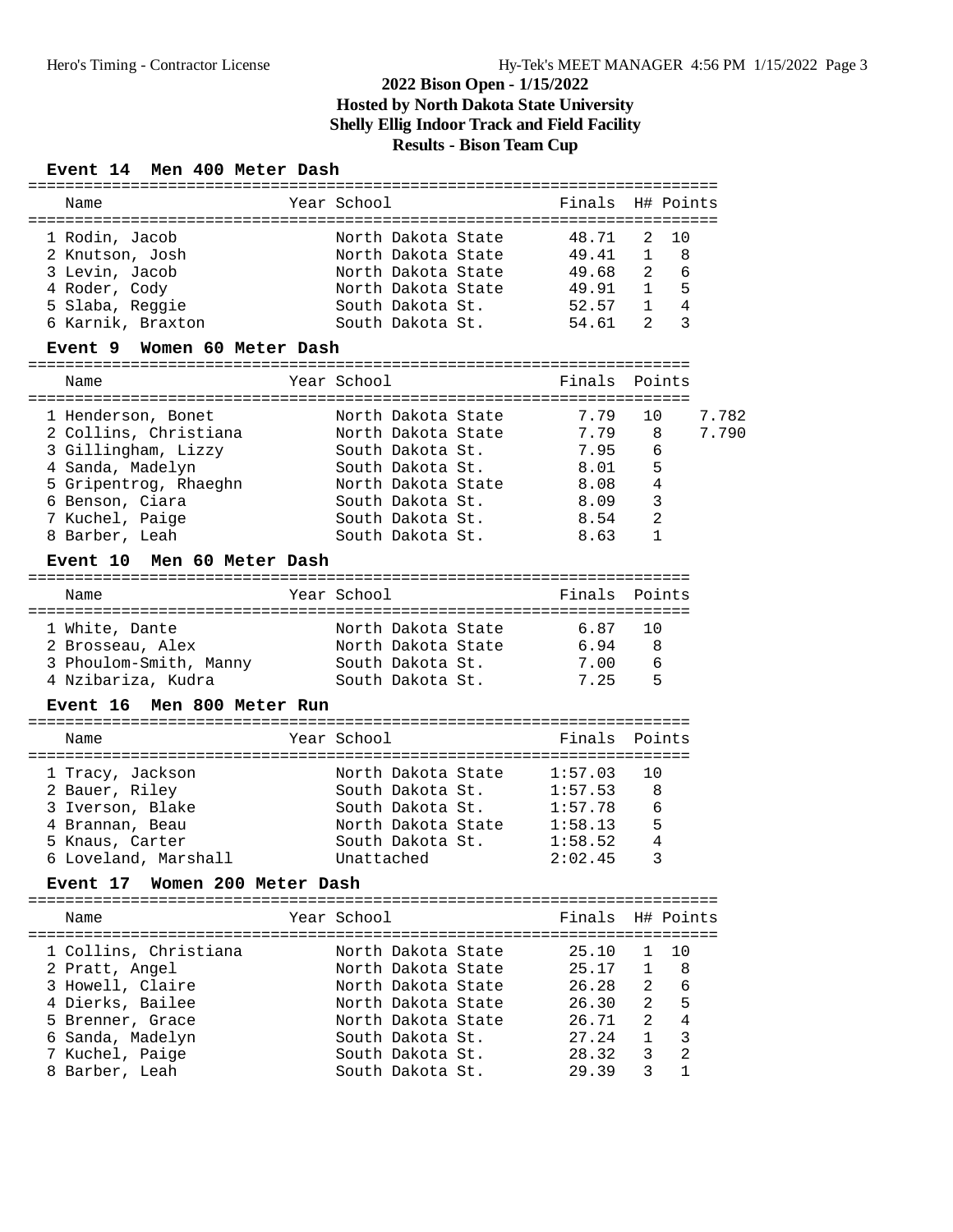# 2022 Bison Open - 1/15/2022

## Hosted by North Dakota State University

## Shelly Ellig Indoor Track and Field Facility

## Results - Bison Team Cup

### Event 14 Men 400 Meter Dash

| Name | Year | School | Finals | H# | Points |
|---|---|---|---|---|---|
| 1 Rodin, Jacob | | North Dakota State | 48.71 | 2 | 10 |
| 2 Knutson, Josh | | North Dakota State | 49.41 | 1 | 8 |
| 3 Levin, Jacob | | North Dakota State | 49.68 | 2 | 6 |
| 4 Roder, Cody | | North Dakota State | 49.91 | 1 | 5 |
| 5 Slaba, Reggie | | South Dakota St. | 52.57 | 1 | 4 |
| 6 Karnik, Braxton | | South Dakota St. | 54.61 | 2 | 3 |

### Event 9 Women 60 Meter Dash

| Name | Year | School | Finals | Points | |
|---|---|---|---|---|---|
| 1 Henderson, Bonet | | North Dakota State | 7.79 | 10 | 7.782 |
| 2 Collins, Christiana | | North Dakota State | 7.79 | 8 | 7.790 |
| 3 Gillingham, Lizzy | | South Dakota St. | 7.95 | 6 | |
| 4 Sanda, Madelyn | | South Dakota St. | 8.01 | 5 | |
| 5 Gripentrog, Rhaeghn | | North Dakota State | 8.08 | 4 | |
| 6 Benson, Ciara | | South Dakota St. | 8.09 | 3 | |
| 7 Kuchel, Paige | | South Dakota St. | 8.54 | 2 | |
| 8 Barber, Leah | | South Dakota St. | 8.63 | 1 | |

### Event 10 Men 60 Meter Dash

| Name | Year | School | Finals | Points |
|---|---|---|---|---|
| 1 White, Dante | | North Dakota State | 6.87 | 10 |
| 2 Brosseau, Alex | | North Dakota State | 6.94 | 8 |
| 3 Phoulom-Smith, Manny | | South Dakota St. | 7.00 | 6 |
| 4 Nzibariza, Kudra | | South Dakota St. | 7.25 | 5 |

### Event 16 Men 800 Meter Run

| Name | Year | School | Finals | Points |
|---|---|---|---|---|
| 1 Tracy, Jackson | | North Dakota State | 1:57.03 | 10 |
| 2 Bauer, Riley | | South Dakota St. | 1:57.53 | 8 |
| 3 Iverson, Blake | | South Dakota St. | 1:57.78 | 6 |
| 4 Brannan, Beau | | North Dakota State | 1:58.13 | 5 |
| 5 Knaus, Carter | | South Dakota St. | 1:58.52 | 4 |
| 6 Loveland, Marshall | | Unattached | 2:02.45 | 3 |

### Event 17 Women 200 Meter Dash

| Name | Year | School | Finals | H# | Points |
|---|---|---|---|---|---|
| 1 Collins, Christiana | | North Dakota State | 25.10 | 1 | 10 |
| 2 Pratt, Angel | | North Dakota State | 25.17 | 1 | 8 |
| 3 Howell, Claire | | North Dakota State | 26.28 | 2 | 6 |
| 4 Dierks, Bailee | | North Dakota State | 26.30 | 2 | 5 |
| 5 Brenner, Grace | | North Dakota State | 26.71 | 2 | 4 |
| 6 Sanda, Madelyn | | South Dakota St. | 27.24 | 1 | 3 |
| 7 Kuchel, Paige | | South Dakota St. | 28.32 | 3 | 2 |
| 8 Barber, Leah | | South Dakota St. | 29.39 | 3 | 1 |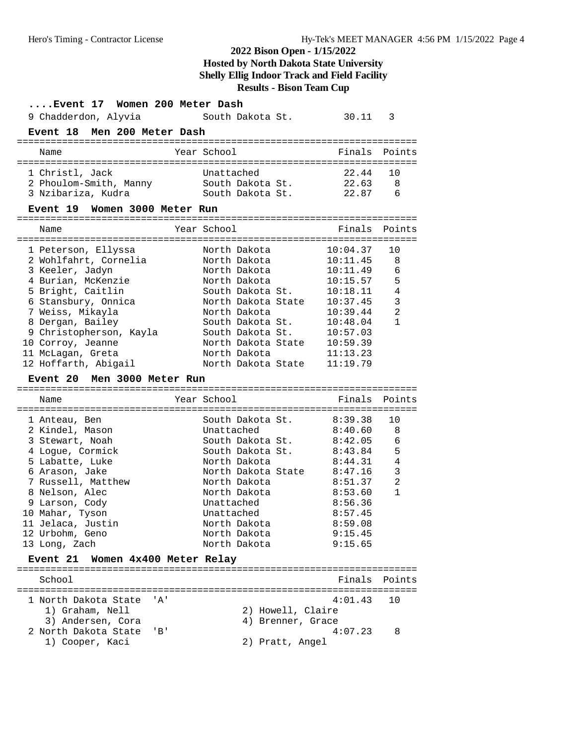# 2022 Bison Open - 1/15/2022

**Hosted by North Dakota State University**

**Shelly Ellig Indoor Track and Field Facility**

**Results - Bison Team Cup**

### ....Event 17 Women 200 Meter Dash

| Place | Name | Year | School | Finals | Points |
|---|---|---|---|---|---|
| 9 | Chadderdon, Alyvia | | South Dakota St. | 30.11 | 3 |

### Event 18 Men 200 Meter Dash

| Place | Name | Year | School | Finals | Points |
|---|---|---|---|---|---|
| 1 | Christl, Jack | | Unattached | 22.44 | 10 |
| 2 | Phoulom-Smith, Manny | | South Dakota St. | 22.63 | 8 |
| 3 | Nzibariza, Kudra | | South Dakota St. | 22.87 | 6 |

### Event 19 Women 3000 Meter Run

| Place | Name | Year | School | Finals | Points |
|---|---|---|---|---|---|
| 1 | Peterson, Ellyssa | | North Dakota | 10:04.37 | 10 |
| 2 | Wohlfahrt, Cornelia | | North Dakota | 10:11.45 | 8 |
| 3 | Keeler, Jadyn | | North Dakota | 10:11.49 | 6 |
| 4 | Burian, McKenzie | | North Dakota | 10:15.57 | 5 |
| 5 | Bright, Caitlin | | South Dakota St. | 10:18.11 | 4 |
| 6 | Stansbury, Onnica | | North Dakota State | 10:37.45 | 3 |
| 7 | Weiss, Mikayla | | North Dakota | 10:39.44 | 2 |
| 8 | Dergan, Bailey | | South Dakota St. | 10:48.04 | 1 |
| 9 | Christopherson, Kayla | | South Dakota St. | 10:57.03 | |
| 10 | Corroy, Jeanne | | North Dakota State | 10:59.39 | |
| 11 | McLagan, Greta | | North Dakota | 11:13.23 | |
| 12 | Hoffarth, Abigail | | North Dakota State | 11:19.79 | |

### Event 20 Men 3000 Meter Run

| Place | Name | Year | School | Finals | Points |
|---|---|---|---|---|---|
| 1 | Anteau, Ben | | South Dakota St. | 8:39.38 | 10 |
| 2 | Kindel, Mason | | Unattached | 8:40.60 | 8 |
| 3 | Stewart, Noah | | South Dakota St. | 8:42.05 | 6 |
| 4 | Logue, Cormick | | South Dakota St. | 8:43.84 | 5 |
| 5 | Labatte, Luke | | North Dakota | 8:44.31 | 4 |
| 6 | Arason, Jake | | North Dakota State | 8:47.16 | 3 |
| 7 | Russell, Matthew | | North Dakota | 8:51.37 | 2 |
| 8 | Nelson, Alec | | North Dakota | 8:53.60 | 1 |
| 9 | Larson, Cody | | Unattached | 8:56.36 | |
| 10 | Mahar, Tyson | | Unattached | 8:57.45 | |
| 11 | Jelaca, Justin | | North Dakota | 8:59.08 | |
| 12 | Urbohm, Geno | | North Dakota | 9:15.45 | |
| 13 | Long, Zach | | North Dakota | 9:15.65 | |

### Event 21 Women 4x400 Meter Relay

| Place | School | Finals | Points |
|---|---|---|---|
| 1 | North Dakota State 'A' | 4:01.43 | 10 |
| | 1) Graham, Nell; 2) Howell, Claire; 3) Andersen, Cora; 4) Brenner, Grace | | |
| 2 | North Dakota State 'B' | 4:07.23 | 8 |
| | 1) Cooper, Kaci; 2) Pratt, Angel | | |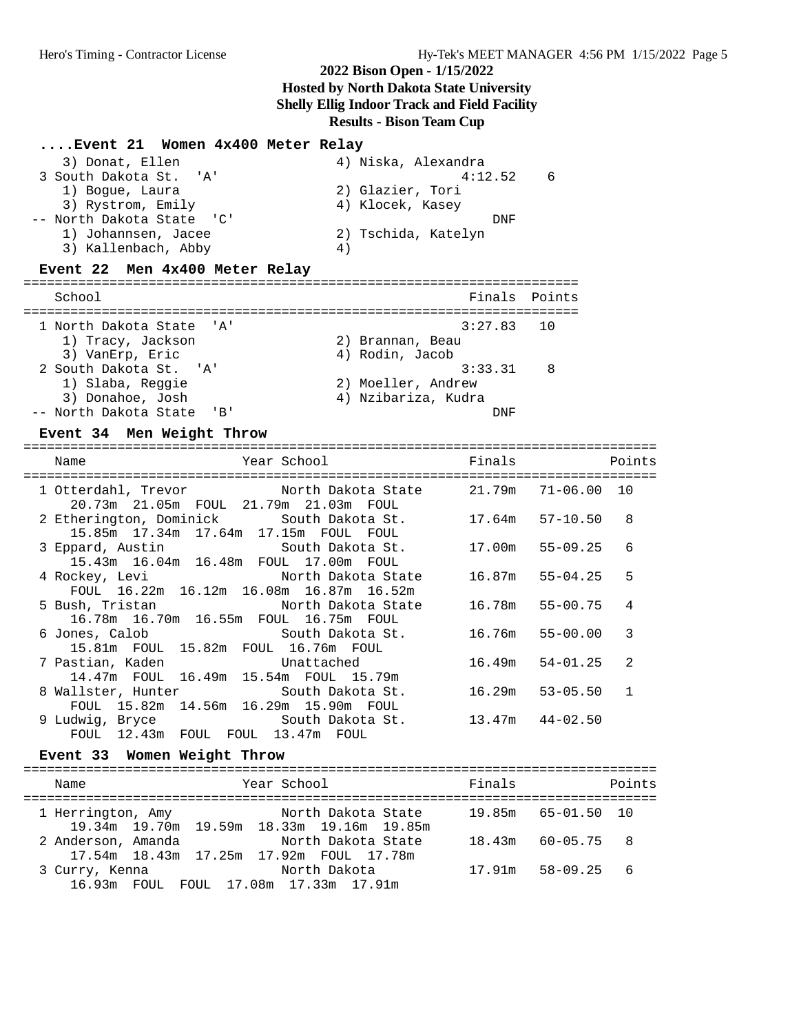## 2022 Bison Open - 1/15/2022

**Hosted by North Dakota State University**

**Shelly Ellig Indoor Track and Field Facility**

**Results - Bison Team Cup**

### ....Event 21 Women 4x400 Meter Relay

```
   3) Donat, Ellen                    4) Niska, Alexandra
 3 South Dakota St.  'A'                          4:12.52    6
   1) Bogue, Laura                    2) Glazier, Tori
   3) Rystrom, Emily                  4) Klocek, Kasey
-- North Dakota State  'C'                            DNF
   1) Johannsen, Jacee                2) Tschida, Katelyn
   3) Kallenbach, Abby                4)
```

### Event 22 Men 4x400 Meter Relay

```
=======================================================================
   School                                            Finals  Points
=======================================================================
 1 North Dakota State  'A'                          3:27.83   10
   1) Tracy, Jackson                  2) Brannan, Beau
   3) VanErp, Eric                    4) Rodin, Jacob
 2 South Dakota St.  'A'                            3:33.31    8
   1) Slaba, Reggie                   2) Moeller, Andrew
   3) Donahoe, Josh                   4) Nzibariza, Kudra
-- North Dakota State  'B'                              DNF
```

### Event 34 Men Weight Throw

```
=================================================================================
    Name                    Year School                  Finals            Points
=================================================================================
  1 Otterdahl, Trevor            North Dakota State     21.79m   71-06.00  10
      20.73m  21.05m  FOUL  21.79m  21.03m  FOUL
  2 Etherington, Dominick        South Dakota St.       17.64m   57-10.50   8
      15.85m  17.34m  17.64m  17.15m  FOUL  FOUL
  3 Eppard, Austin               South Dakota St.       17.00m   55-09.25   6
      15.43m  16.04m  16.48m  FOUL  17.00m  FOUL
  4 Rockey, Levi                 North Dakota State     16.87m   55-04.25   5
      FOUL  16.22m  16.12m  16.08m  16.87m  16.52m
  5 Bush, Tristan                North Dakota State     16.78m   55-00.75   4
      16.78m  16.70m  16.55m  FOUL  16.75m  FOUL
  6 Jones, Calob                 South Dakota St.       16.76m   55-00.00   3
      15.81m  FOUL  15.82m  FOUL  16.76m  FOUL
  7 Pastian, Kaden               Unattached             16.49m   54-01.25   2
      14.47m  FOUL  16.49m  15.54m  FOUL  15.79m
  8 Wallster, Hunter             South Dakota St.       16.29m   53-05.50   1
      FOUL  15.82m  14.56m  16.29m  15.90m  FOUL
  9 Ludwig, Bryce                South Dakota St.       13.47m   44-02.50
      FOUL  12.43m  FOUL  FOUL  13.47m  FOUL
```

### Event 33 Women Weight Throw

```
=================================================================================
    Name                    Year School                  Finals            Points
=================================================================================
  1 Herrington, Amy              North Dakota State     19.85m   65-01.50  10
      19.34m  19.70m  19.59m  18.33m  19.16m  19.85m
  2 Anderson, Amanda             North Dakota State     18.43m   60-05.75   8
      17.54m  18.43m  17.25m  17.92m  FOUL  17.78m
  3 Curry, Kenna                 North Dakota           17.91m   58-09.25   6
      16.93m  FOUL  FOUL  17.08m  17.33m  17.91m
```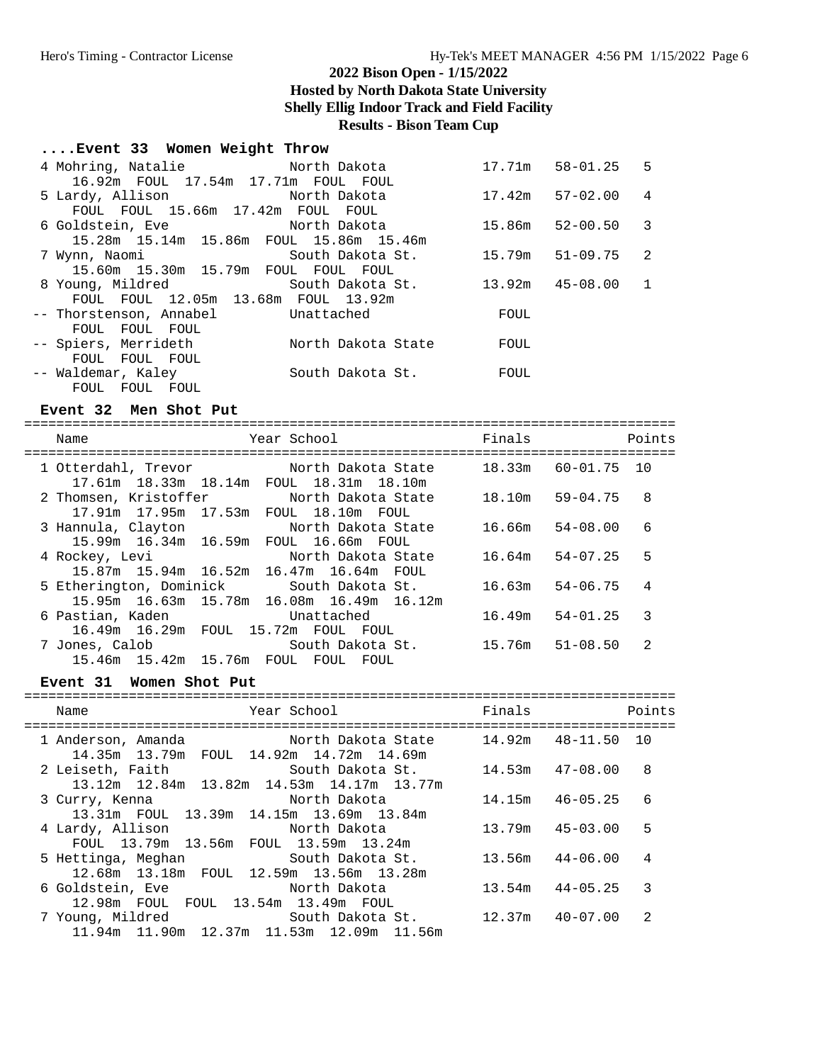# 2022 Bison Open - 1/15/2022

**Hosted by North Dakota State University**

**Shelly Ellig Indoor Track and Field Facility**

**Results - Bison Team Cup**

### ....Event 33 Women Weight Throw

| Place | Name | School | Finals | | Points |
|---|---|---|---|---|---|
| 4 | Mohring, Natalie | North Dakota | 17.71m | 58-01.25 | 5 |
| | 16.92m FOUL 17.54m 17.71m FOUL FOUL | | | | |
| 5 | Lardy, Allison | North Dakota | 17.42m | 57-02.00 | 4 |
| | FOUL FOUL 15.66m 17.42m FOUL FOUL | | | | |
| 6 | Goldstein, Eve | North Dakota | 15.86m | 52-00.50 | 3 |
| | 15.28m 15.14m 15.86m FOUL 15.86m 15.46m | | | | |
| 7 | Wynn, Naomi | South Dakota St. | 15.79m | 51-09.75 | 2 |
| | 15.60m 15.30m 15.79m FOUL FOUL FOUL | | | | |
| 8 | Young, Mildred | South Dakota St. | 13.92m | 45-08.00 | 1 |
| | FOUL FOUL 12.05m 13.68m FOUL 13.92m | | | | |
| -- | Thorstenson, Annabel | Unattached | FOUL | | |
| | FOUL FOUL FOUL | | | | |
| -- | Spiers, Merrideth | North Dakota State | FOUL | | |
| | FOUL FOUL FOUL | | | | |
| -- | Waldemar, Kaley | South Dakota St. | FOUL | | |
| | FOUL FOUL FOUL | | | | |

### Event 32 Men Shot Put

| Place | Name | Year School | Finals | | Points |
|---|---|---|---|---|---|
| 1 | Otterdahl, Trevor | North Dakota State | 18.33m | 60-01.75 | 10 |
| | 17.61m 18.33m 18.14m FOUL 18.31m 18.10m | | | | |
| 2 | Thomsen, Kristoffer | North Dakota State | 18.10m | 59-04.75 | 8 |
| | 17.91m 17.95m 17.53m FOUL 18.10m FOUL | | | | |
| 3 | Hannula, Clayton | North Dakota State | 16.66m | 54-08.00 | 6 |
| | 15.99m 16.34m 16.59m FOUL 16.66m FOUL | | | | |
| 4 | Rockey, Levi | North Dakota State | 16.64m | 54-07.25 | 5 |
| | 15.87m 15.94m 16.52m 16.47m 16.64m FOUL | | | | |
| 5 | Etherington, Dominick | South Dakota St. | 16.63m | 54-06.75 | 4 |
| | 15.95m 16.63m 15.78m 16.08m 16.49m 16.12m | | | | |
| 6 | Pastian, Kaden | Unattached | 16.49m | 54-01.25 | 3 |
| | 16.49m 16.29m FOUL 15.72m FOUL FOUL | | | | |
| 7 | Jones, Calob | South Dakota St. | 15.76m | 51-08.50 | 2 |
| | 15.46m 15.42m 15.76m FOUL FOUL FOUL | | | | |

### Event 31 Women Shot Put

| Place | Name | Year School | Finals | | Points |
|---|---|---|---|---|---|
| 1 | Anderson, Amanda | North Dakota State | 14.92m | 48-11.50 | 10 |
| | 14.35m 13.79m FOUL 14.92m 14.72m 14.69m | | | | |
| 2 | Leiseth, Faith | South Dakota St. | 14.53m | 47-08.00 | 8 |
| | 13.12m 12.84m 13.82m 14.53m 14.17m 13.77m | | | | |
| 3 | Curry, Kenna | North Dakota | 14.15m | 46-05.25 | 6 |
| | 13.31m FOUL 13.39m 14.15m 13.69m 13.84m | | | | |
| 4 | Lardy, Allison | North Dakota | 13.79m | 45-03.00 | 5 |
| | FOUL 13.79m 13.56m FOUL 13.59m 13.24m | | | | |
| 5 | Hettinga, Meghan | South Dakota St. | 13.56m | 44-06.00 | 4 |
| | 12.68m 13.18m FOUL 12.59m 13.56m 13.28m | | | | |
| 6 | Goldstein, Eve | North Dakota | 13.54m | 44-05.25 | 3 |
| | 12.98m FOUL FOUL 13.54m 13.49m FOUL | | | | |
| 7 | Young, Mildred | South Dakota St. | 12.37m | 40-07.00 | 2 |
| | 11.94m 11.90m 12.37m 11.53m 12.09m 11.56m | | | | |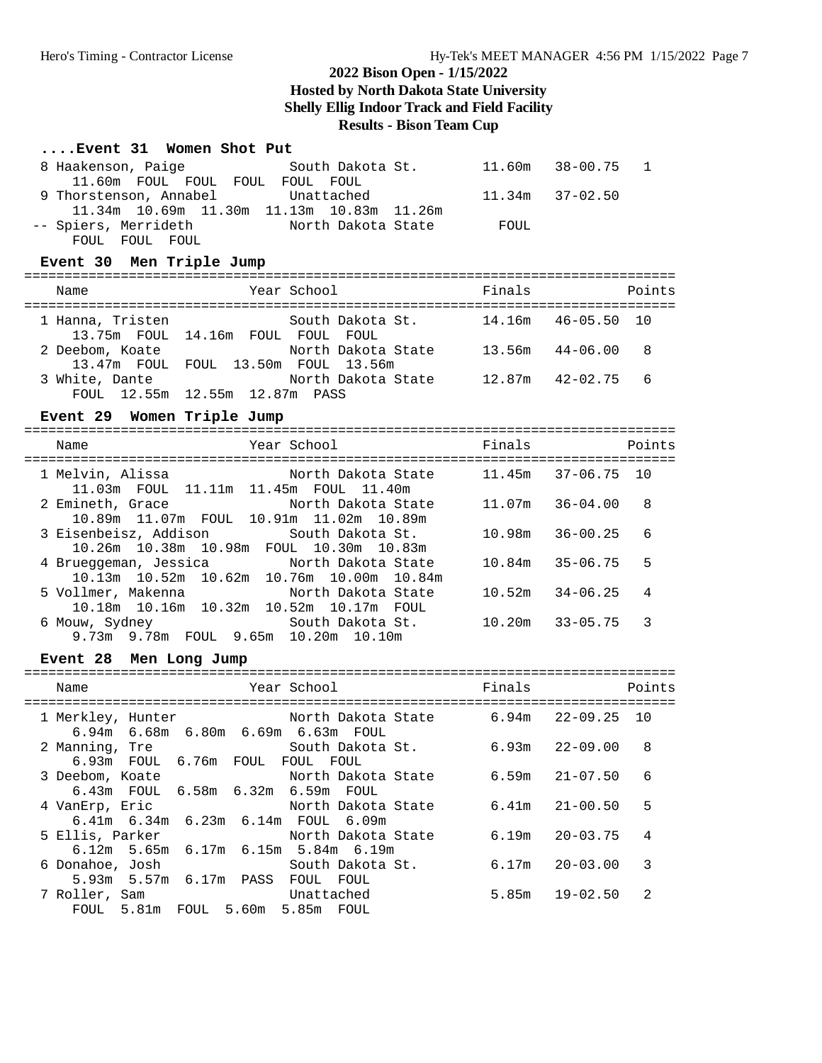# 2022 Bison Open - 1/15/2022

**Hosted by North Dakota State University**

**Shelly Ellig Indoor Track and Field Facility**

**Results - Bison Team Cup**

### ....Event 31 Women Shot Put

| Name | Year | School | Finals | | Points |
|---|---|---|---|---|---|
| 8 Haakenson, Paige | | South Dakota St. | 11.60m | 38-00.75 | 1 |
| 11.60m FOUL FOUL FOUL FOUL FOUL | | | | | |
| 9 Thorstenson, Annabel | | Unattached | 11.34m | 37-02.50 | |
| 11.34m 10.69m 11.30m 11.13m 10.83m 11.26m | | | | | |
| -- Spiers, Merrideth | | North Dakota State | FOUL | | |
| FOUL FOUL FOUL | | | | | |

### Event 30 Men Triple Jump

| Name | Year | School | Finals | | Points |
|---|---|---|---|---|---|
| 1 Hanna, Tristen | | South Dakota St. | 14.16m | 46-05.50 | 10 |
| 13.75m FOUL 14.16m FOUL FOUL FOUL | | | | | |
| 2 Deebom, Koate | | North Dakota State | 13.56m | 44-06.00 | 8 |
| 13.47m FOUL FOUL 13.50m FOUL 13.56m | | | | | |
| 3 White, Dante | | North Dakota State | 12.87m | 42-02.75 | 6 |
| FOUL 12.55m 12.55m 12.87m PASS | | | | | |

### Event 29 Women Triple Jump

| Name | Year | School | Finals | | Points |
|---|---|---|---|---|---|
| 1 Melvin, Alissa | | North Dakota State | 11.45m | 37-06.75 | 10 |
| 11.03m FOUL 11.11m 11.45m FOUL 11.40m | | | | | |
| 2 Emineth, Grace | | North Dakota State | 11.07m | 36-04.00 | 8 |
| 10.89m 11.07m FOUL 10.91m 11.02m 10.89m | | | | | |
| 3 Eisenbeisz, Addison | | South Dakota St. | 10.98m | 36-00.25 | 6 |
| 10.26m 10.38m 10.98m FOUL 10.30m 10.83m | | | | | |
| 4 Brueggeman, Jessica | | North Dakota State | 10.84m | 35-06.75 | 5 |
| 10.13m 10.52m 10.62m 10.76m 10.00m 10.84m | | | | | |
| 5 Vollmer, Makenna | | North Dakota State | 10.52m | 34-06.25 | 4 |
| 10.18m 10.16m 10.32m 10.52m 10.17m FOUL | | | | | |
| 6 Mouw, Sydney | | South Dakota St. | 10.20m | 33-05.75 | 3 |
| 9.73m 9.78m FOUL 9.65m 10.20m 10.10m | | | | | |

### Event 28 Men Long Jump

| Name | Year | School | Finals | | Points |
|---|---|---|---|---|---|
| 1 Merkley, Hunter | | North Dakota State | 6.94m | 22-09.25 | 10 |
| 6.94m 6.68m 6.80m 6.69m 6.63m FOUL | | | | | |
| 2 Manning, Tre | | South Dakota St. | 6.93m | 22-09.00 | 8 |
| 6.93m FOUL 6.76m FOUL FOUL FOUL | | | | | |
| 3 Deebom, Koate | | North Dakota State | 6.59m | 21-07.50 | 6 |
| 6.43m FOUL 6.58m 6.32m 6.59m FOUL | | | | | |
| 4 VanErp, Eric | | North Dakota State | 6.41m | 21-00.50 | 5 |
| 6.41m 6.34m 6.23m 6.14m FOUL 6.09m | | | | | |
| 5 Ellis, Parker | | North Dakota State | 6.19m | 20-03.75 | 4 |
| 6.12m 5.65m 6.17m 6.15m 5.84m 6.19m | | | | | |
| 6 Donahoe, Josh | | South Dakota St. | 6.17m | 20-03.00 | 3 |
| 5.93m 5.57m 6.17m PASS FOUL FOUL | | | | | |
| 7 Roller, Sam | | Unattached | 5.85m | 19-02.50 | 2 |
| FOUL 5.81m FOUL 5.60m 5.85m FOUL | | | | | |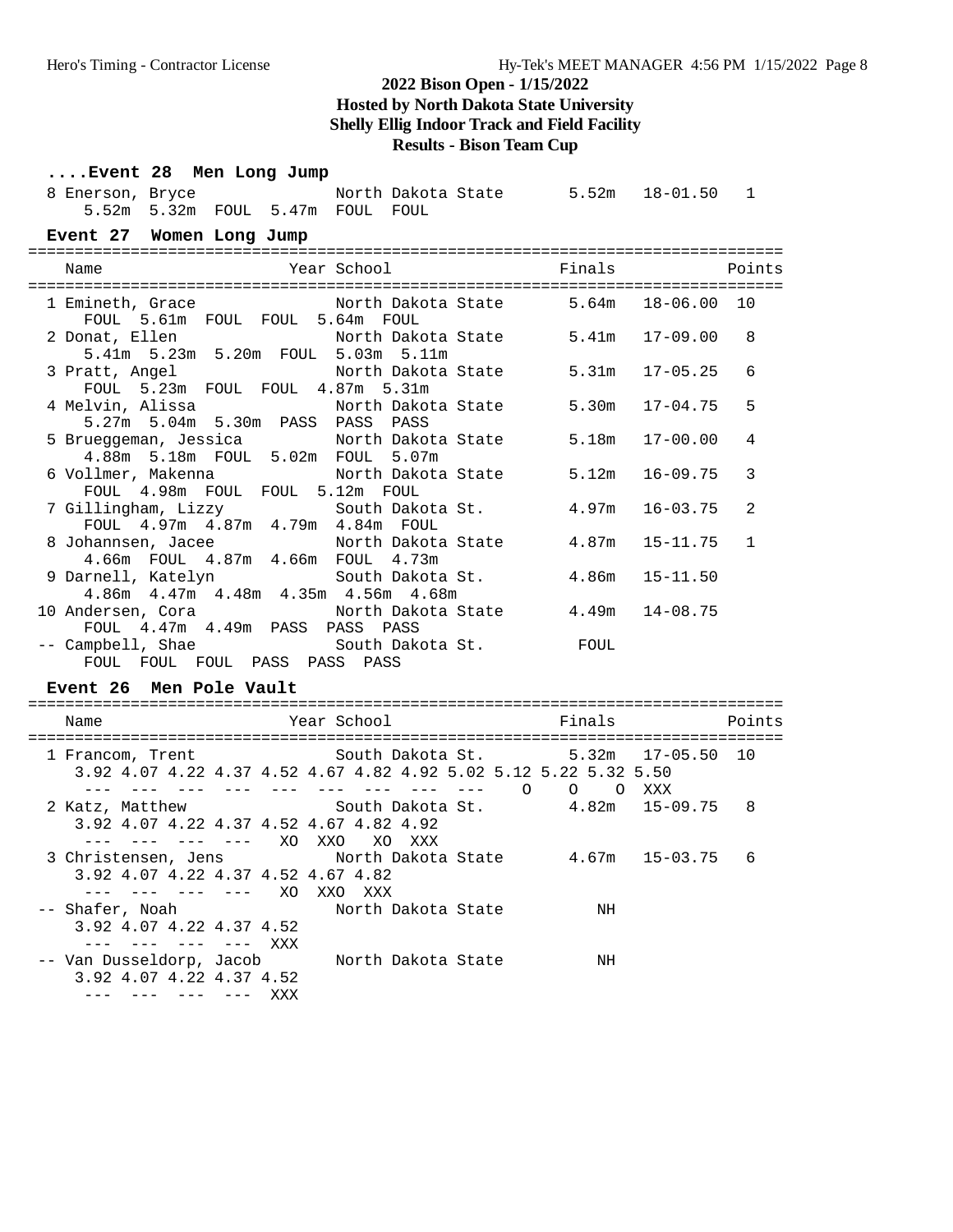# 2022 Bison Open - 1/15/2022

**Hosted by North Dakota State University**

**Shelly Ellig Indoor Track and Field Facility**

**Results - Bison Team Cup**

### ....Event 28 Men Long Jump

```
  8 Enerson, Bryce             North Dakota State      5.52m   18-01.50   1
     5.52m  5.32m  FOUL  5.47m  FOUL  FOUL
```

### Event 27 Women Long Jump

```
================================================================================
    Name                    Year School                  Finals            Points
================================================================================
  1 Emineth, Grace             North Dakota State      5.64m   18-06.00  10
     FOUL  5.61m  FOUL  FOUL  5.64m  FOUL
  2 Donat, Ellen               North Dakota State      5.41m   17-09.00   8
     5.41m  5.23m  5.20m  FOUL  5.03m  5.11m
  3 Pratt, Angel               North Dakota State      5.31m   17-05.25   6
     FOUL  5.23m  FOUL  FOUL  4.87m  5.31m
  4 Melvin, Alissa             North Dakota State      5.30m   17-04.75   5
     5.27m  5.04m  5.30m  PASS  PASS  PASS
  5 Brueggeman, Jessica        North Dakota State      5.18m   17-00.00   4
     4.88m  5.18m  FOUL  5.02m  FOUL  5.07m
  6 Vollmer, Makenna           North Dakota State      5.12m   16-09.75   3
     FOUL  4.98m  FOUL  FOUL  5.12m  FOUL
  7 Gillingham, Lizzy          South Dakota St.        4.97m   16-03.75   2
     FOUL  4.97m  4.87m  4.79m  4.84m  FOUL
  8 Johannsen, Jacee           North Dakota State      4.87m   15-11.75   1
     4.66m  FOUL  4.87m  4.66m  FOUL  4.73m
  9 Darnell, Katelyn           South Dakota St.        4.86m   15-11.50
     4.86m  4.47m  4.48m  4.35m  4.56m  4.68m
 10 Andersen, Cora             North Dakota State      4.49m   14-08.75
     FOUL  4.47m  4.49m  PASS  PASS  PASS
 -- Campbell, Shae             South Dakota St.         FOUL
     FOUL  FOUL  FOUL  PASS  PASS  PASS
```

### Event 26 Men Pole Vault

```
================================================================================
    Name                    Year School                  Finals            Points
================================================================================
  1 Francom, Trent             South Dakota St.        5.32m   17-05.50  10
     3.92 4.07 4.22 4.37 4.52 4.67 4.82 4.92 5.02 5.12 5.22 5.32 5.50
      ---  ---  ---  ---  ---  ---  ---  ---  ---    O    O    O  XXX
  2 Katz, Matthew              South Dakota St.        4.82m   15-09.75   8
     3.92 4.07 4.22 4.37 4.52 4.67 4.82 4.92
      ---  ---  ---  ---   XO  XXO   XO  XXX
  3 Christensen, Jens          North Dakota State      4.67m   15-03.75   6
     3.92 4.07 4.22 4.37 4.52 4.67 4.82
      ---  ---  ---  ---   XO  XXO  XXX
 -- Shafer, Noah               North Dakota State         NH
     3.92 4.07 4.22 4.37 4.52
      ---  ---  ---  ---  XXX
 -- Van Dusseldorp, Jacob      North Dakota State         NH
     3.92 4.07 4.22 4.37 4.52
      ---  ---  ---  ---  XXX
```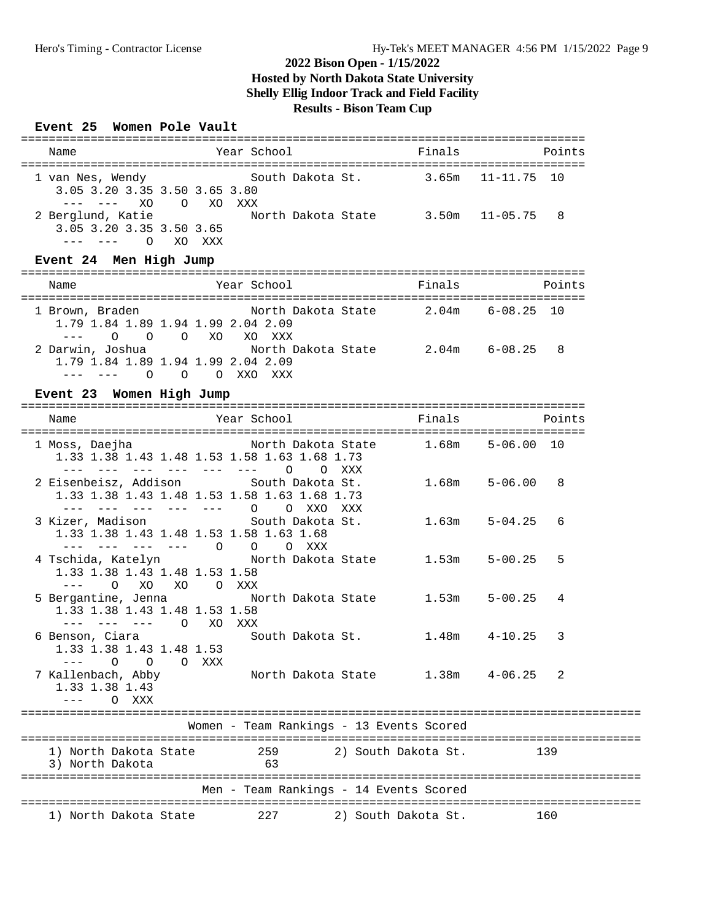# 2022 Bison Open - 1/15/2022
## Hosted by North Dakota State University
## Shelly Ellig Indoor Track and Field Facility
## Results - Bison Team Cup

### Event 25 Women Pole Vault

| Name | Year | School | Finals | | Points |
|---|---|---|---|---|---|
| 1 van Nes, Wendy | | South Dakota St. | 3.65m | 11-11.75 | 10 |
| 2 Berglund, Katie | | North Dakota State | 3.50m | 11-05.75 | 8 |

```
1 van Nes, Wendy
   3.05 3.20 3.35 3.50 3.65 3.80
    --- ---  XO   O   XO  XXX
2 Berglund, Katie
   3.05 3.20 3.35 3.50 3.65
    --- ---   O   XO  XXX
```

### Event 24 Men High Jump

| Name | Year | School | Finals | | Points |
|---|---|---|---|---|---|
| 1 Brown, Braden | | North Dakota State | 2.04m | 6-08.25 | 10 |
| 2 Darwin, Joshua | | North Dakota State | 2.04m | 6-08.25 | 8 |

```
1 Brown, Braden
   1.79 1.84 1.89 1.94 1.99 2.04 2.09
    ---   O    O    O   XO   XO  XXX
2 Darwin, Joshua
   1.79 1.84 1.89 1.94 1.99 2.04 2.09
    ---  ---   O    O    O  XXO  XXX
```

### Event 23 Women High Jump

| Name | Year | School | Finals | | Points |
|---|---|---|---|---|---|
| 1 Moss, Daejha | | North Dakota State | 1.68m | 5-06.00 | 10 |
| 2 Eisenbeisz, Addison | | South Dakota St. | 1.68m | 5-06.00 | 8 |
| 3 Kizer, Madison | | South Dakota St. | 1.63m | 5-04.25 | 6 |
| 4 Tschida, Katelyn | | North Dakota State | 1.53m | 5-00.25 | 5 |
| 5 Bergantine, Jenna | | North Dakota State | 1.53m | 5-00.25 | 4 |
| 6 Benson, Ciara | | South Dakota St. | 1.48m | 4-10.25 | 3 |
| 7 Kallenbach, Abby | | North Dakota State | 1.38m | 4-06.25 | 2 |

```
1 Moss, Daejha
   1.33 1.38 1.43 1.48 1.53 1.58 1.63 1.68 1.73
    ---  ---  ---  ---  ---  ---   O    O  XXX
2 Eisenbeisz, Addison
   1.33 1.38 1.43 1.48 1.53 1.58 1.63 1.68 1.73
    ---  ---  ---  ---  ---   O    O  XXO  XXX
3 Kizer, Madison
   1.33 1.38 1.43 1.48 1.53 1.58 1.63 1.68
    ---  ---  ---  ---   O    O    O  XXX
4 Tschida, Katelyn
   1.33 1.38 1.43 1.48 1.53 1.58
    ---   O   XO   XO    O  XXX
5 Bergantine, Jenna
   1.33 1.38 1.43 1.48 1.53 1.58
    ---  ---  ---   O   XO  XXX
6 Benson, Ciara
   1.33 1.38 1.43 1.48 1.53
    ---   O    O    O  XXX
7 Kallenbach, Abby
   1.33 1.38 1.43
    ---   O  XXX
```

### Women - Team Rankings - 13 Events Scored

| Rank | Team | Points |
|---|---|---|
| 1) | North Dakota State | 259 |
| 2) | South Dakota St. | 139 |
| 3) | North Dakota | 63 |

### Men - Team Rankings - 14 Events Scored

| Rank | Team | Points |
|---|---|---|
| 1) | North Dakota State | 227 |
| 2) | South Dakota St. | 160 |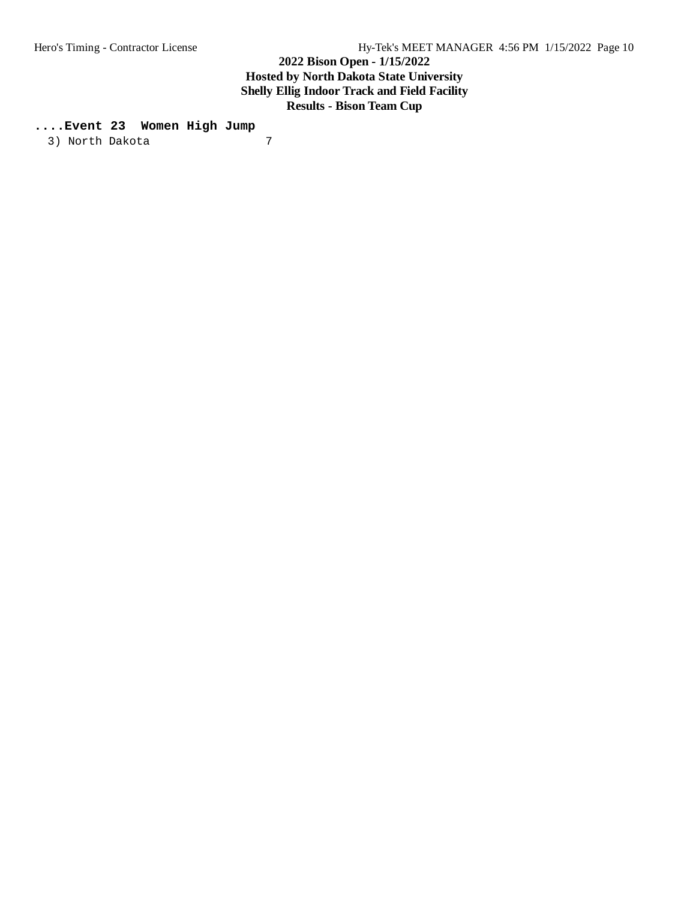**2022 Bison Open - 1/15/2022**
**Hosted by North Dakota State University**
**Shelly Ellig Indoor Track and Field Facility**
**Results - Bison Team Cup**

**....Event 23 Women High Jump**

```
  3) North Dakota                 7
```